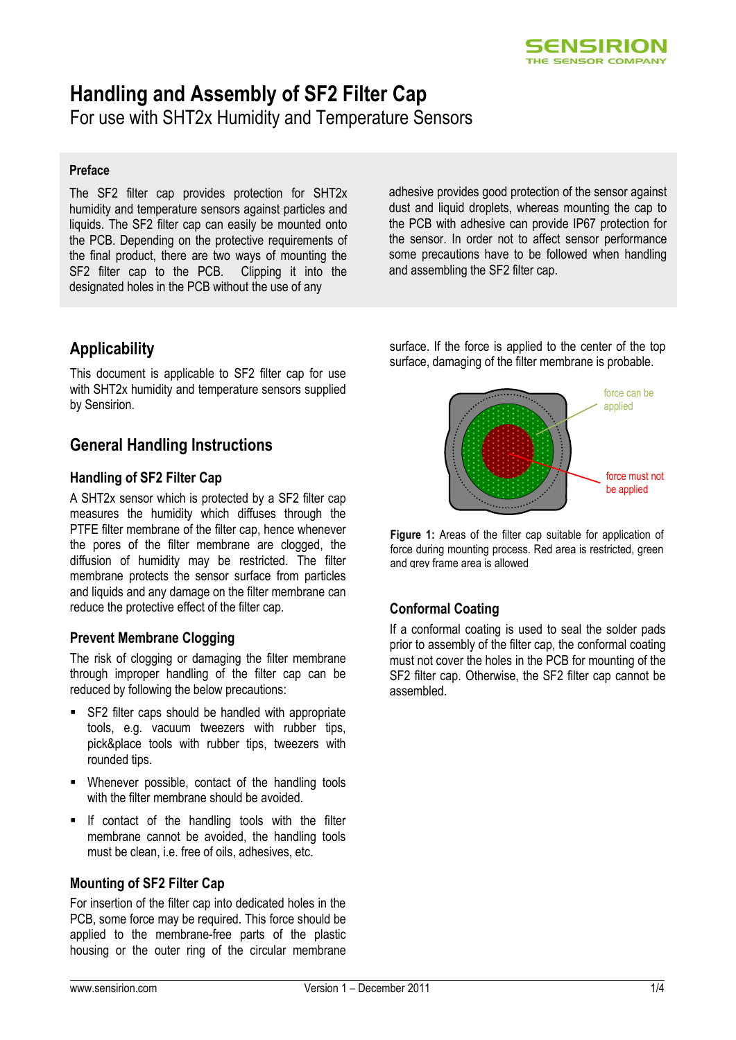# Handling and Assembly of SF2 Filter Cap

For use with SHT2x Humidity and Temperature Sensors

### Preface

The SF2 filter cap provides protection for SHT2x humidity and temperature sensors against particles and liquids. The SF2 filter cap can easily be mounted onto the PCB. Depending on the protective requirements of the final product, there are two ways of mounting the SF2 filter cap to the PCB. Clipping it into the designated holes in the PCB without the use of any adhesive provides good protection of the sensor against dust and liquid droplets, whereas mounting the cap to the PCB with adhesive can provide IP67 protection for the sensor. In order not to affect sensor performance some precautions have to be followed when handling and assembling the SF2 filter cap.

## Applicability

This document is applicable to SF2 filter cap for use with SHT2x humidity and temperature sensors supplied by Sensirion.

## General Handling Instructions

### Handling of SF2 Filter Cap

A SHT2x sensor which is protected by a SF2 filter cap measures the humidity which diffuses through the PTFE filter membrane of the filter cap, hence whenever the pores of the filter membrane are clogged, the diffusion of humidity may be restricted. The filter membrane protects the sensor surface from particles and liquids and any damage on the filter membrane can reduce the protective effect of the filter cap.

### Prevent Membrane Clogging

The risk of clogging or damaging the filter membrane through improper handling of the filter cap can be reduced by following the below precautions:

- SF2 filter caps should be handled with appropriate tools, e.g. vacuum tweezers with rubber tips, pick&place tools with rubber tips, tweezers with rounded tips.
- Whenever possible, contact of the handling tools with the filter membrane should be avoided.
- If contact of the handling tools with the filter membrane cannot be avoided, the handling tools must be clean, i.e. free of oils, adhesives, etc.

### Mounting of SF2 Filter Cap

For insertion of the filter cap into dedicated holes in the PCB, some force may be required. This force should be applied to the membrane-free parts of the plastic housing or the outer ring of the circular membrane surface. If the force is applied to the center of the top surface, damaging of the filter membrane is probable.

force can be applied

force must not be applied

**Figure 1:** Areas of the filter cap suitable for application of force during mounting process. Red area is restricted, green and grey frame area is allowed

### Conformal Coating

If a conformal coating is used to seal the solder pads prior to assembly of the filter cap, the conformal coating must not cover the holes in the PCB for mounting of the SF2 filter cap. Otherwise, the SF2 filter cap cannot be assembled.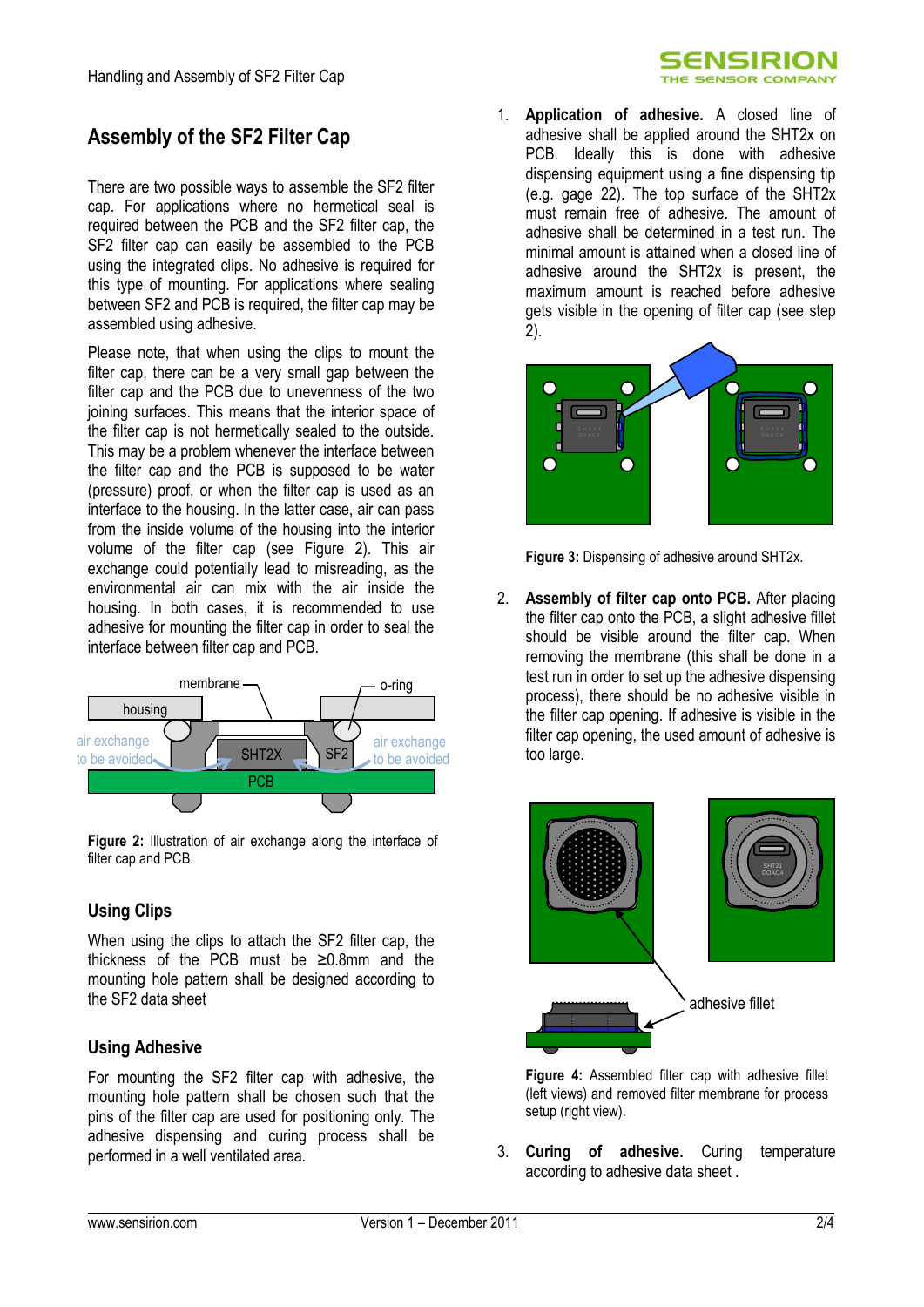## Assembly of the SF2 Filter Cap

There are two possible ways to assemble the SF2 filter cap. For applications where no hermetical seal is required between the PCB and the SF2 filter cap, the SF2 filter cap can easily be assembled to the PCB using the integrated clips. No adhesive is required for this type of mounting. For applications where sealing between SF2 and PCB is required, the filter cap may be assembled using adhesive.

Please note, that when using the clips to mount the filter cap, there can be a very small gap between the filter cap and the PCB due to unevenness of the two joining surfaces. This means that the interior space of the filter cap is not hermetically sealed to the outside. This may be a problem whenever the interface between the filter cap and the PCB is supposed to be water (pressure) proof, or when the filter cap is used as an interface to the housing. In the latter case, air can pass from the inside volume of the housing into the interior volume of the filter cap (see Figure 2). This air exchange could potentially lead to misreading, as the environmental air can mix with the air inside the housing. In both cases, it is recommended to use adhesive for mounting the filter cap in order to seal the interface between filter cap and PCB.

**Figure 2:** Illustration of air exchange along the interface of filter cap and PCB.

### Using Clips

When using the clips to attach the SF2 filter cap, the thickness of the PCB must be ≥0.8mm and the mounting hole pattern shall be designed according to the SF2 data sheet

### Using Adhesive

For mounting the SF2 filter cap with adhesive, the mounting hole pattern shall be chosen such that the pins of the filter cap are used for positioning only. The adhesive dispensing and curing process shall be performed in a well ventilated area.

1. **Application of adhesive.** A closed line of adhesive shall be applied around the SHT2x on PCB. Ideally this is done with adhesive dispensing equipment using a fine dispensing tip (e.g. gage 22). The top surface of the SHT2x must remain free of adhesive. The amount of adhesive shall be determined in a test run. The minimal amount is attained when a closed line of adhesive around the SHT2x is present, the maximum amount is reached before adhesive gets visible in the opening of filter cap (see step 2).

**Figure 3:** Dispensing of adhesive around SHT2x.

2. **Assembly of filter cap onto PCB.** After placing the filter cap onto the PCB, a slight adhesive fillet should be visible around the filter cap. When removing the membrane (this shall be done in a test run in order to set up the adhesive dispensing process), there should be no adhesive visible in the filter cap opening. If adhesive is visible in the filter cap opening, the used amount of adhesive is too large.

**Figure 4:** Assembled filter cap with adhesive fillet (left views) and removed filter membrane for process setup (right view).

3. **Curing of adhesive.** Curing temperature according to adhesive data sheet .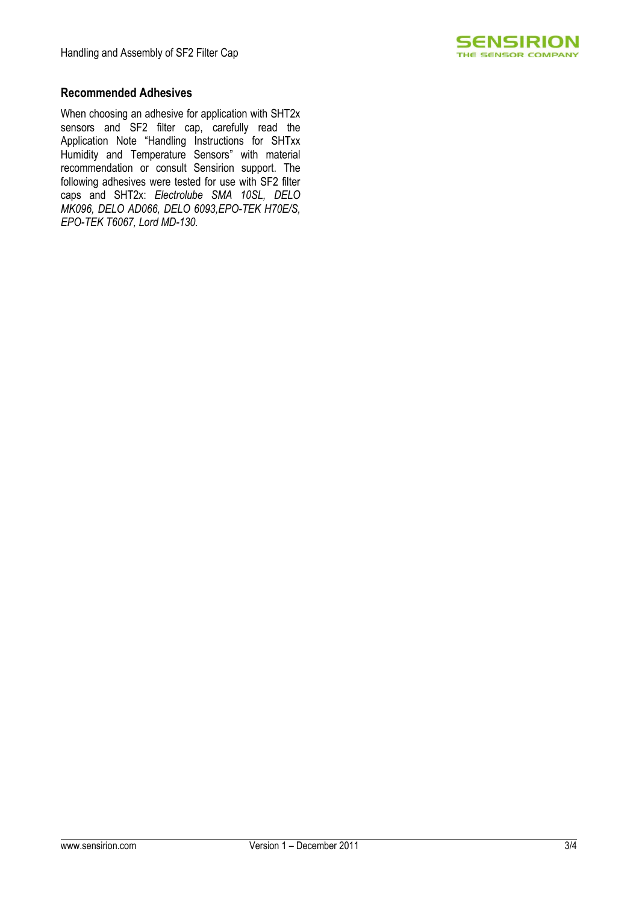## Recommended Adhesives

When choosing an adhesive for application with SHT2x sensors and SF2 filter cap, carefully read the Application Note "Handling Instructions for SHTxx Humidity and Temperature Sensors" with material recommendation or consult Sensirion support. The following adhesives were tested for use with SF2 filter caps and SHT2x: *Electrolube SMA 10SL, DELO MK096, DELO AD066, DELO 6093,EPO-TEK H70E/S, EPO-TEK T6067, Lord MD-130.*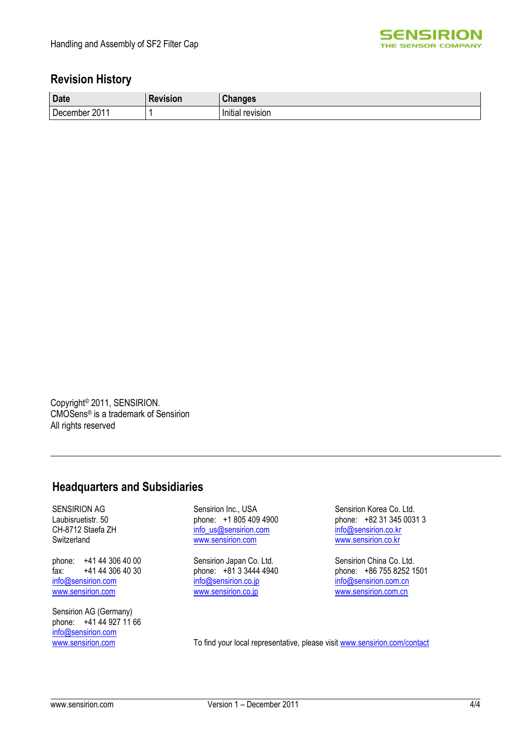## Revision History

| Date | Revision | Changes |
|---|---|---|
| December 2011 | 1 | Initial revision |

Copyright© 2011, SENSIRION.
CMOSens® is a trademark of Sensirion
All rights reserved

## Headquarters and Subsidiaries

SENSIRION AG
Laubisruetistr. 50
CH-8712 Staefa ZH
Switzerland

phone: +41 44 306 40 00
fax: +41 44 306 40 30
info@sensirion.com
www.sensirion.com

Sensirion AG (Germany)
phone: +41 44 927 11 66
info@sensirion.com
www.sensirion.com

Sensirion Inc., USA
phone: +1 805 409 4900
info_us@sensirion.com
www.sensirion.com

Sensirion Japan Co. Ltd.
phone: +81 3 3444 4940
info@sensirion.co.jp
www.sensirion.co.jp

Sensirion Korea Co. Ltd.
phone: +82 31 345 0031 3
info@sensirion.co.kr
www.sensirion.co.kr

Sensirion China Co. Ltd.
phone: +86 755 8252 1501
info@sensirion.com.cn
www.sensirion.com.cn

To find your local representative, please visit www.sensirion.com/contact